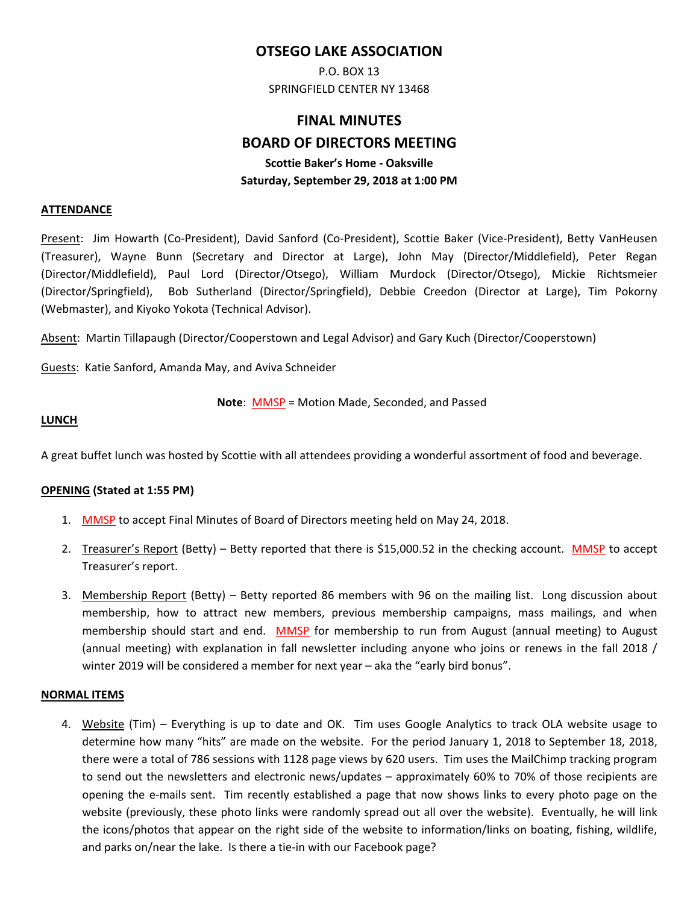# OTSEGO LAKE ASSOCIATION

P.O. BOX 13
SPRINGFIELD CENTER NY 13468

## FINAL MINUTES
## BOARD OF DIRECTORS MEETING

**Scottie Baker's Home - Oaksville**
**Saturday, September 29, 2018 at 1:00 PM**

### ATTENDANCE

Present: Jim Howarth (Co-President), David Sanford (Co-President), Scottie Baker (Vice-President), Betty VanHeusen (Treasurer), Wayne Bunn (Secretary and Director at Large), John May (Director/Middlefield), Peter Regan (Director/Middlefield), Paul Lord (Director/Otsego), William Murdock (Director/Otsego), Mickie Richtsmeier (Director/Springfield), Bob Sutherland (Director/Springfield), Debbie Creedon (Director at Large), Tim Pokorny (Webmaster), and Kiyoko Yokota (Technical Advisor).

Absent: Martin Tillapaugh (Director/Cooperstown and Legal Advisor) and Gary Kuch (Director/Cooperstown)

Guests: Katie Sanford, Amanda May, and Aviva Schneider

**Note**: MMSP = Motion Made, Seconded, and Passed

### LUNCH

A great buffet lunch was hosted by Scottie with all attendees providing a wonderful assortment of food and beverage.

### OPENING (Stated at 1:55 PM)

1. MMSP to accept Final Minutes of Board of Directors meeting held on May 24, 2018.
2. Treasurer's Report (Betty) – Betty reported that there is $15,000.52 in the checking account. MMSP to accept Treasurer's report.
3. Membership Report (Betty) – Betty reported 86 members with 96 on the mailing list. Long discussion about membership, how to attract new members, previous membership campaigns, mass mailings, and when membership should start and end. MMSP for membership to run from August (annual meeting) to August (annual meeting) with explanation in fall newsletter including anyone who joins or renews in the fall 2018 / winter 2019 will be considered a member for next year – aka the "early bird bonus".

### NORMAL ITEMS

4. Website (Tim) – Everything is up to date and OK. Tim uses Google Analytics to track OLA website usage to determine how many "hits" are made on the website. For the period January 1, 2018 to September 18, 2018, there were a total of 786 sessions with 1128 page views by 620 users. Tim uses the MailChimp tracking program to send out the newsletters and electronic news/updates – approximately 60% to 70% of those recipients are opening the e-mails sent. Tim recently established a page that now shows links to every photo page on the website (previously, these photo links were randomly spread out all over the website). Eventually, he will link the icons/photos that appear on the right side of the website to information/links on boating, fishing, wildlife, and parks on/near the lake. Is there a tie-in with our Facebook page?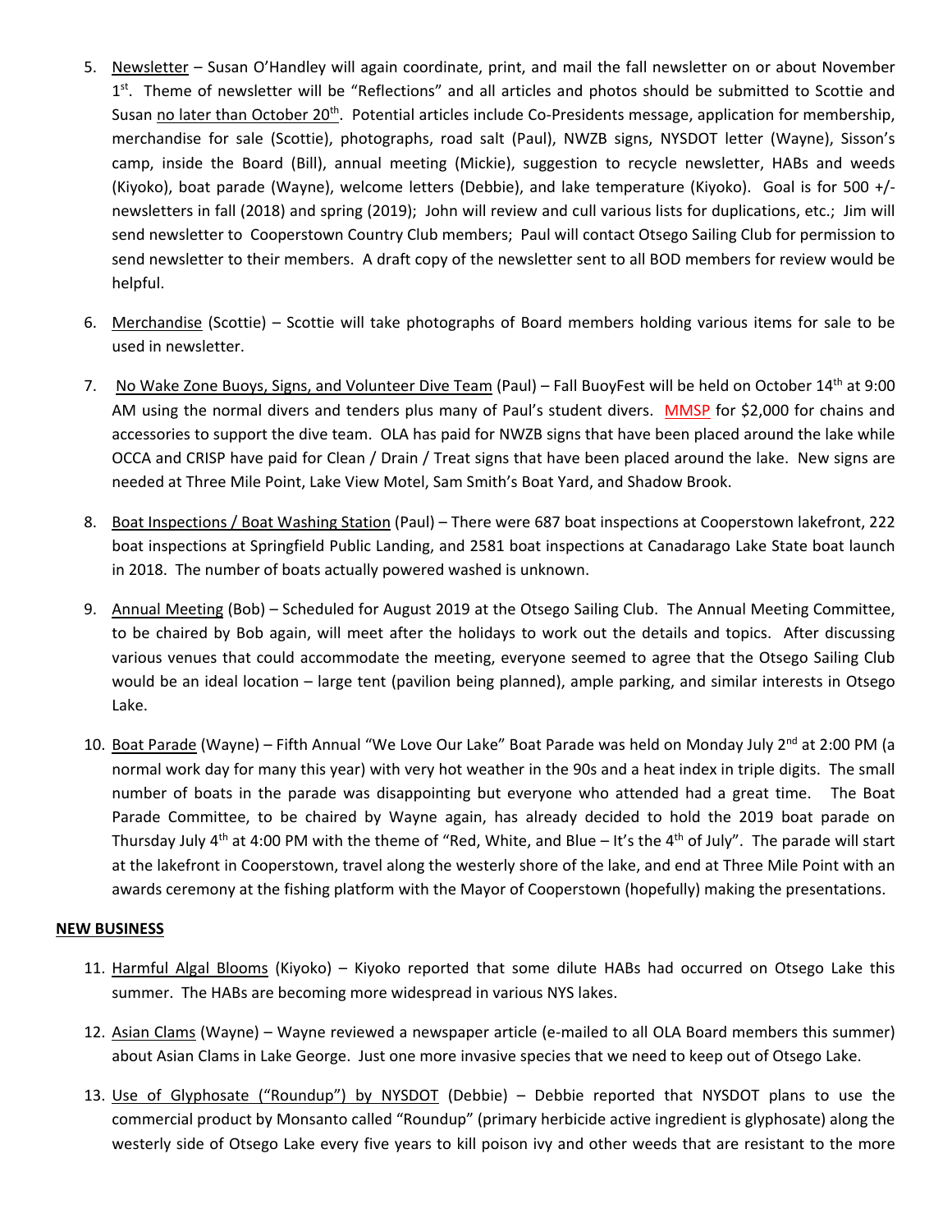5. Newsletter – Susan O'Handley will again coordinate, print, and mail the fall newsletter on or about November 1st. Theme of newsletter will be "Reflections" and all articles and photos should be submitted to Scottie and Susan no later than October 20th. Potential articles include Co-Presidents message, application for membership, merchandise for sale (Scottie), photographs, road salt (Paul), NWZB signs, NYSDOT letter (Wayne), Sisson's camp, inside the Board (Bill), annual meeting (Mickie), suggestion to recycle newsletter, HABs and weeds (Kiyoko), boat parade (Wayne), welcome letters (Debbie), and lake temperature (Kiyoko). Goal is for 500 +/- newsletters in fall (2018) and spring (2019); John will review and cull various lists for duplications, etc.; Jim will send newsletter to Cooperstown Country Club members; Paul will contact Otsego Sailing Club for permission to send newsletter to their members. A draft copy of the newsletter sent to all BOD members for review would be helpful.

6. Merchandise (Scottie) – Scottie will take photographs of Board members holding various items for sale to be used in newsletter.

7. No Wake Zone Buoys, Signs, and Volunteer Dive Team (Paul) – Fall BuoyFest will be held on October 14th at 9:00 AM using the normal divers and tenders plus many of Paul's student divers. MMSP for $2,000 for chains and accessories to support the dive team. OLA has paid for NWZB signs that have been placed around the lake while OCCA and CRISP have paid for Clean / Drain / Treat signs that have been placed around the lake. New signs are needed at Three Mile Point, Lake View Motel, Sam Smith's Boat Yard, and Shadow Brook.

8. Boat Inspections / Boat Washing Station (Paul) – There were 687 boat inspections at Cooperstown lakefront, 222 boat inspections at Springfield Public Landing, and 2581 boat inspections at Canadarago Lake State boat launch in 2018. The number of boats actually powered washed is unknown.

9. Annual Meeting (Bob) – Scheduled for August 2019 at the Otsego Sailing Club. The Annual Meeting Committee, to be chaired by Bob again, will meet after the holidays to work out the details and topics. After discussing various venues that could accommodate the meeting, everyone seemed to agree that the Otsego Sailing Club would be an ideal location – large tent (pavilion being planned), ample parking, and similar interests in Otsego Lake.

10. Boat Parade (Wayne) – Fifth Annual "We Love Our Lake" Boat Parade was held on Monday July 2nd at 2:00 PM (a normal work day for many this year) with very hot weather in the 90s and a heat index in triple digits. The small number of boats in the parade was disappointing but everyone who attended had a great time. The Boat Parade Committee, to be chaired by Wayne again, has already decided to hold the 2019 boat parade on Thursday July 4th at 4:00 PM with the theme of "Red, White, and Blue – It's the 4th of July". The parade will start at the lakefront in Cooperstown, travel along the westerly shore of the lake, and end at Three Mile Point with an awards ceremony at the fishing platform with the Mayor of Cooperstown (hopefully) making the presentations.

**NEW BUSINESS**

11. Harmful Algal Blooms (Kiyoko) – Kiyoko reported that some dilute HABs had occurred on Otsego Lake this summer. The HABs are becoming more widespread in various NYS lakes.

12. Asian Clams (Wayne) – Wayne reviewed a newspaper article (e-mailed to all OLA Board members this summer) about Asian Clams in Lake George. Just one more invasive species that we need to keep out of Otsego Lake.

13. Use of Glyphosate ("Roundup") by NYSDOT (Debbie) – Debbie reported that NYSDOT plans to use the commercial product by Monsanto called "Roundup" (primary herbicide active ingredient is glyphosate) along the westerly side of Otsego Lake every five years to kill poison ivy and other weeds that are resistant to the more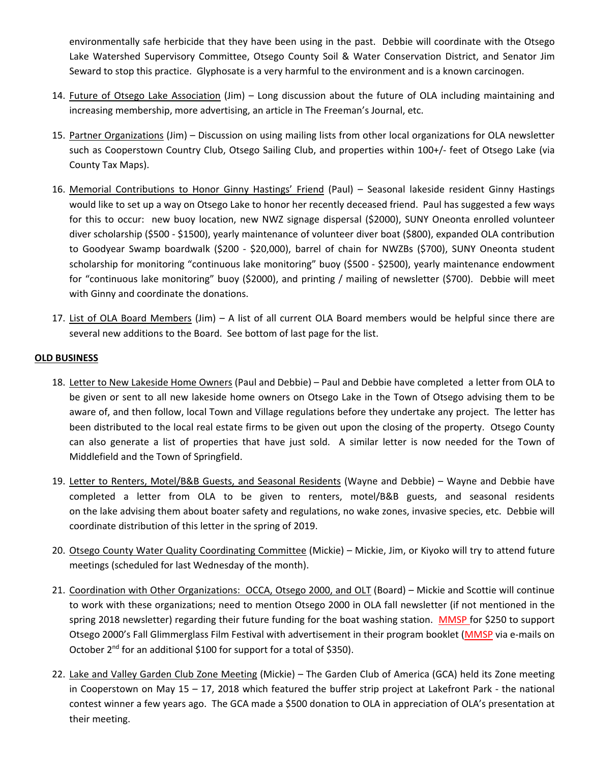environmentally safe herbicide that they have been using in the past. Debbie will coordinate with the Otsego Lake Watershed Supervisory Committee, Otsego County Soil & Water Conservation District, and Senator Jim Seward to stop this practice. Glyphosate is a very harmful to the environment and is a known carcinogen.

14. Future of Otsego Lake Association (Jim) – Long discussion about the future of OLA including maintaining and increasing membership, more advertising, an article in The Freeman's Journal, etc.

15. Partner Organizations (Jim) – Discussion on using mailing lists from other local organizations for OLA newsletter such as Cooperstown Country Club, Otsego Sailing Club, and properties within 100+/- feet of Otsego Lake (via County Tax Maps).

16. Memorial Contributions to Honor Ginny Hastings' Friend (Paul) – Seasonal lakeside resident Ginny Hastings would like to set up a way on Otsego Lake to honor her recently deceased friend. Paul has suggested a few ways for this to occur: new buoy location, new NWZ signage dispersal ($2000), SUNY Oneonta enrolled volunteer diver scholarship ($500 - $1500), yearly maintenance of volunteer diver boat ($800), expanded OLA contribution to Goodyear Swamp boardwalk ($200 - $20,000), barrel of chain for NWZBs ($700), SUNY Oneonta student scholarship for monitoring "continuous lake monitoring" buoy ($500 - $2500), yearly maintenance endowment for "continuous lake monitoring" buoy ($2000), and printing / mailing of newsletter ($700). Debbie will meet with Ginny and coordinate the donations.

17. List of OLA Board Members (Jim) – A list of all current OLA Board members would be helpful since there are several new additions to the Board. See bottom of last page for the list.

**OLD BUSINESS**

18. Letter to New Lakeside Home Owners (Paul and Debbie) – Paul and Debbie have completed a letter from OLA to be given or sent to all new lakeside home owners on Otsego Lake in the Town of Otsego advising them to be aware of, and then follow, local Town and Village regulations before they undertake any project. The letter has been distributed to the local real estate firms to be given out upon the closing of the property. Otsego County can also generate a list of properties that have just sold. A similar letter is now needed for the Town of Middlefield and the Town of Springfield.

19. Letter to Renters, Motel/B&B Guests, and Seasonal Residents (Wayne and Debbie) – Wayne and Debbie have completed a letter from OLA to be given to renters, motel/B&B guests, and seasonal residents on the lake advising them about boater safety and regulations, no wake zones, invasive species, etc. Debbie will coordinate distribution of this letter in the spring of 2019.

20. Otsego County Water Quality Coordinating Committee (Mickie) – Mickie, Jim, or Kiyoko will try to attend future meetings (scheduled for last Wednesday of the month).

21. Coordination with Other Organizations: OCCA, Otsego 2000, and OLT (Board) – Mickie and Scottie will continue to work with these organizations; need to mention Otsego 2000 in OLA fall newsletter (if not mentioned in the spring 2018 newsletter) regarding their future funding for the boat washing station. MMSP for $250 to support Otsego 2000's Fall Glimmerglass Film Festival with advertisement in their program booklet (MMSP via e-mails on October 2nd for an additional $100 for support for a total of $350).

22. Lake and Valley Garden Club Zone Meeting (Mickie) – The Garden Club of America (GCA) held its Zone meeting in Cooperstown on May 15 – 17, 2018 which featured the buffer strip project at Lakefront Park - the national contest winner a few years ago. The GCA made a $500 donation to OLA in appreciation of OLA's presentation at their meeting.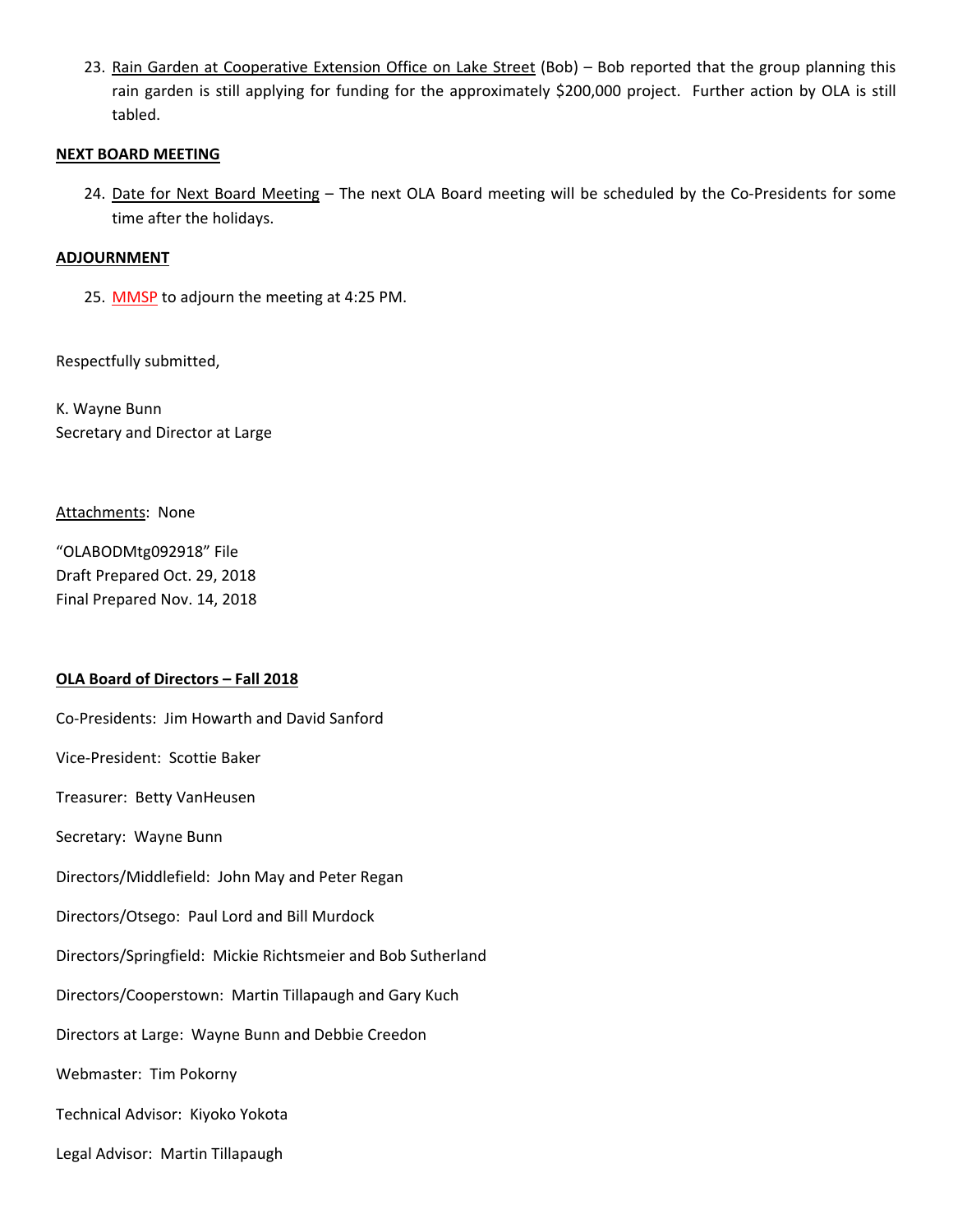23. Rain Garden at Cooperative Extension Office on Lake Street (Bob) – Bob reported that the group planning this rain garden is still applying for funding for the approximately $200,000 project. Further action by OLA is still tabled.

**NEXT BOARD MEETING**

24. Date for Next Board Meeting – The next OLA Board meeting will be scheduled by the Co-Presidents for some time after the holidays.

**ADJOURNMENT**

25. MMSP to adjourn the meeting at 4:25 PM.

Respectfully submitted,

K. Wayne Bunn
Secretary and Director at Large

Attachments: None

"OLABODMtg092918" File
Draft Prepared Oct. 29, 2018
Final Prepared Nov. 14, 2018

**OLA Board of Directors – Fall 2018**

Co-Presidents: Jim Howarth and David Sanford

Vice-President: Scottie Baker

Treasurer: Betty VanHeusen

Secretary: Wayne Bunn

Directors/Middlefield: John May and Peter Regan

Directors/Otsego: Paul Lord and Bill Murdock

Directors/Springfield: Mickie Richtsmeier and Bob Sutherland

Directors/Cooperstown: Martin Tillapaugh and Gary Kuch

Directors at Large: Wayne Bunn and Debbie Creedon

Webmaster: Tim Pokorny

Technical Advisor: Kiyoko Yokota

Legal Advisor: Martin Tillapaugh